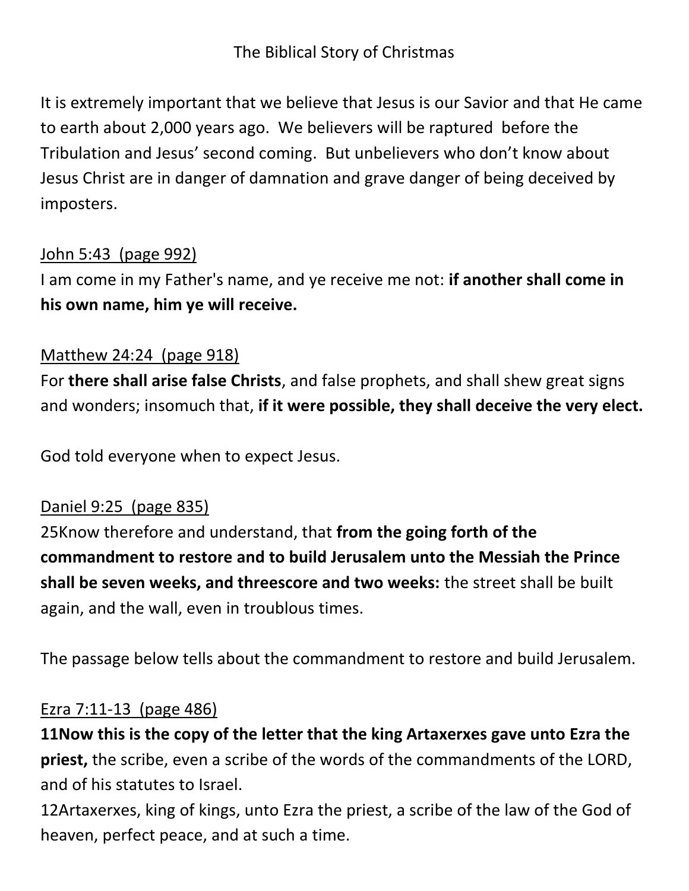# The Biblical Story of Christmas

It is extremely important that we believe that Jesus is our Savior and that He came to earth about 2,000 years ago. We believers will be raptured before the Tribulation and Jesus' second coming. But unbelievers who don't know about Jesus Christ are in danger of damnation and grave danger of being deceived by imposters.

<u>John 5:43 (page 992)</u>
I am come in my Father's name, and ye receive me not: **if another shall come in his own name, him ye will receive.**

<u>Matthew 24:24 (page 918)</u>
For **there shall arise false Christs**, and false prophets, and shall shew great signs and wonders; insomuch that, **if it were possible, they shall deceive the very elect.**

God told everyone when to expect Jesus.

<u>Daniel 9:25 (page 835)</u>
25Know therefore and understand, that **from the going forth of the commandment to restore and to build Jerusalem unto the Messiah the Prince shall be seven weeks, and threescore and two weeks:** the street shall be built again, and the wall, even in troublous times.

The passage below tells about the commandment to restore and build Jerusalem.

<u>Ezra 7:11-13 (page 486)</u>
**11Now this is the copy of the letter that the king Artaxerxes gave unto Ezra the priest,** the scribe, even a scribe of the words of the commandments of the LORD, and of his statutes to Israel.
12Artaxerxes, king of kings, unto Ezra the priest, a scribe of the law of the God of heaven, perfect peace, and at such a time.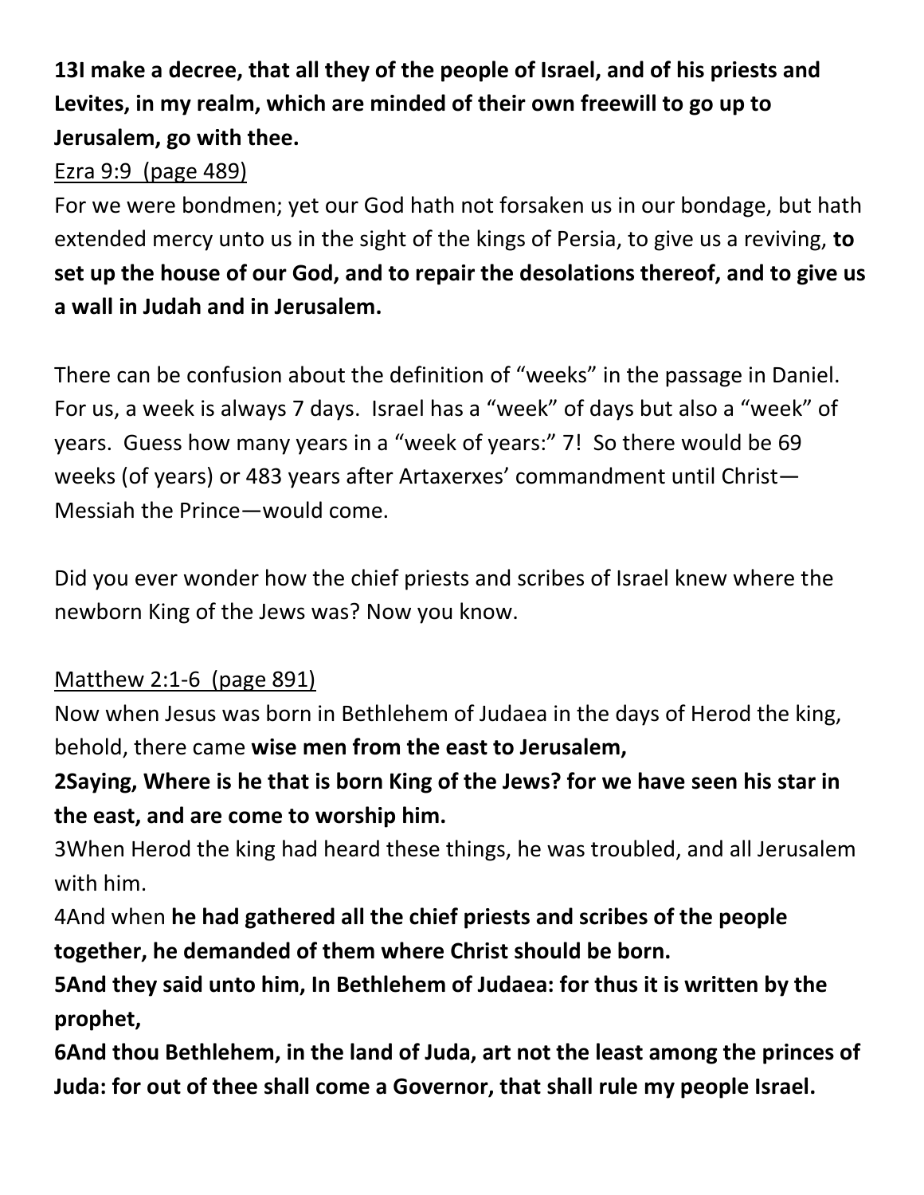**13I make a decree, that all they of the people of Israel, and of his priests and Levites, in my realm, which are minded of their own freewill to go up to Jerusalem, go with thee.**

<u>Ezra 9:9 (page 489)</u>

For we were bondmen; yet our God hath not forsaken us in our bondage, but hath extended mercy unto us in the sight of the kings of Persia, to give us a reviving, **to set up the house of our God, and to repair the desolations thereof, and to give us a wall in Judah and in Jerusalem.**

There can be confusion about the definition of "weeks" in the passage in Daniel. For us, a week is always 7 days. Israel has a "week" of days but also a "week" of years. Guess how many years in a "week of years:" 7! So there would be 69 weeks (of years) or 483 years after Artaxerxes' commandment until Christ—Messiah the Prince—would come.

Did you ever wonder how the chief priests and scribes of Israel knew where the newborn King of the Jews was? Now you know.

<u>Matthew 2:1-6 (page 891)</u>

Now when Jesus was born in Bethlehem of Judaea in the days of Herod the king, behold, there came **wise men from the east to Jerusalem,**

**2Saying, Where is he that is born King of the Jews? for we have seen his star in the east, and are come to worship him.**

3When Herod the king had heard these things, he was troubled, and all Jerusalem with him.

4And when **he had gathered all the chief priests and scribes of the people together, he demanded of them where Christ should be born.**

**5And they said unto him, In Bethlehem of Judaea: for thus it is written by the prophet,**

**6And thou Bethlehem, in the land of Juda, art not the least among the princes of Juda: for out of thee shall come a Governor, that shall rule my people Israel.**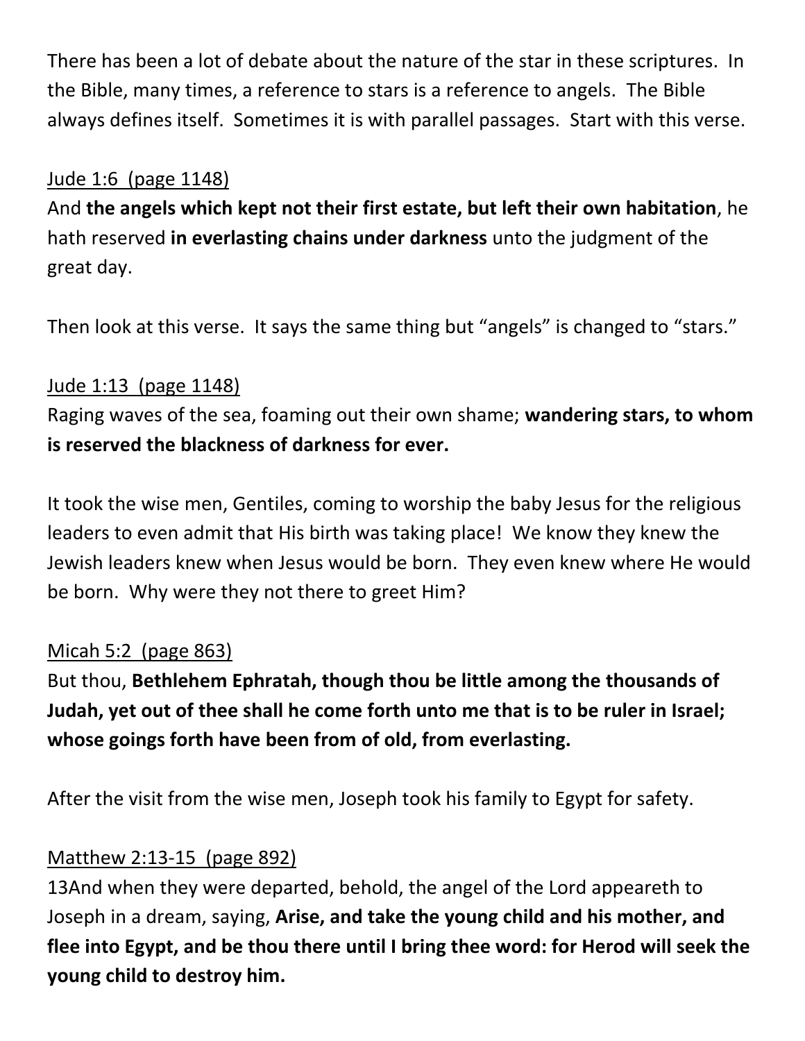There has been a lot of debate about the nature of the star in these scriptures. In the Bible, many times, a reference to stars is a reference to angels. The Bible always defines itself. Sometimes it is with parallel passages. Start with this verse.

<u>Jude 1:6 (page 1148)</u>

And **the angels which kept not their first estate, but left their own habitation**, he hath reserved **in everlasting chains under darkness** unto the judgment of the great day.

Then look at this verse. It says the same thing but "angels" is changed to "stars."

<u>Jude 1:13 (page 1148)</u>

Raging waves of the sea, foaming out their own shame; **wandering stars, to whom is reserved the blackness of darkness for ever.**

It took the wise men, Gentiles, coming to worship the baby Jesus for the religious leaders to even admit that His birth was taking place! We know they knew the Jewish leaders knew when Jesus would be born. They even knew where He would be born. Why were they not there to greet Him?

<u>Micah 5:2 (page 863)</u>

But thou, **Bethlehem Ephratah, though thou be little among the thousands of Judah, yet out of thee shall he come forth unto me that is to be ruler in Israel; whose goings forth have been from of old, from everlasting.**

After the visit from the wise men, Joseph took his family to Egypt for safety.

<u>Matthew 2:13-15 (page 892)</u>

13And when they were departed, behold, the angel of the Lord appeareth to Joseph in a dream, saying, **Arise, and take the young child and his mother, and flee into Egypt, and be thou there until I bring thee word: for Herod will seek the young child to destroy him.**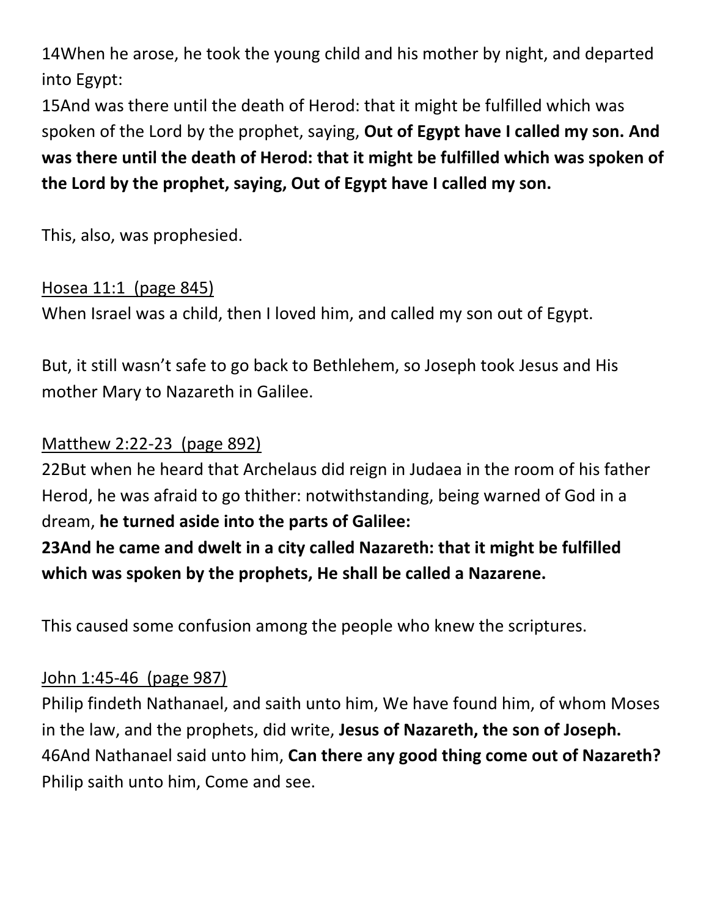14When he arose, he took the young child and his mother by night, and departed into Egypt:
15And was there until the death of Herod: that it might be fulfilled which was spoken of the Lord by the prophet, saying, **Out of Egypt have I called my son. And was there until the death of Herod: that it might be fulfilled which was spoken of the Lord by the prophet, saying, Out of Egypt have I called my son.**

This, also, was prophesied.

<u>Hosea 11:1 (page 845)</u>
When Israel was a child, then I loved him, and called my son out of Egypt.

But, it still wasn't safe to go back to Bethlehem, so Joseph took Jesus and His mother Mary to Nazareth in Galilee.

<u>Matthew 2:22-23 (page 892)</u>
22But when he heard that Archelaus did reign in Judaea in the room of his father Herod, he was afraid to go thither: notwithstanding, being warned of God in a dream, **he turned aside into the parts of Galilee:**
**23And he came and dwelt in a city called Nazareth: that it might be fulfilled which was spoken by the prophets, He shall be called a Nazarene.**

This caused some confusion among the people who knew the scriptures.

<u>John 1:45-46 (page 987)</u>
Philip findeth Nathanael, and saith unto him, We have found him, of whom Moses in the law, and the prophets, did write, **Jesus of Nazareth, the son of Joseph.**
46And Nathanael said unto him, **Can there any good thing come out of Nazareth?** Philip saith unto him, Come and see.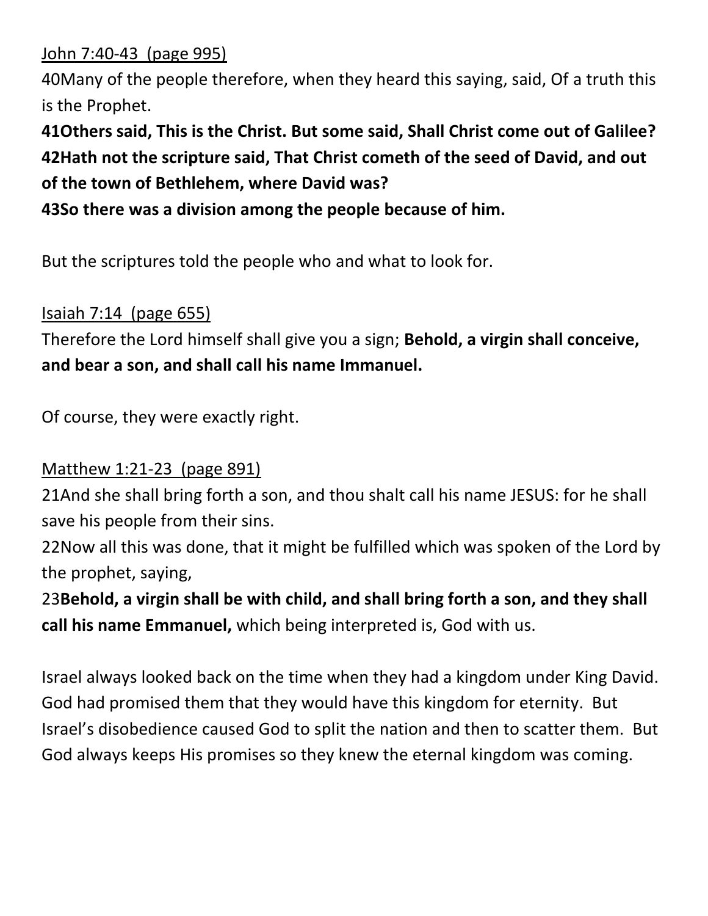<u>John 7:40-43 (page 995)</u>

40Many of the people therefore, when they heard this saying, said, Of a truth this is the Prophet.

**41Others said, This is the Christ. But some said, Shall Christ come out of Galilee?**
**42Hath not the scripture said, That Christ cometh of the seed of David, and out of the town of Bethlehem, where David was?**
**43So there was a division among the people because of him.**

But the scriptures told the people who and what to look for.

<u>Isaiah 7:14 (page 655)</u>

Therefore the Lord himself shall give you a sign; **Behold, a virgin shall conceive, and bear a son, and shall call his name Immanuel.**

Of course, they were exactly right.

<u>Matthew 1:21-23 (page 891)</u>

21And she shall bring forth a son, and thou shalt call his name JESUS: for he shall save his people from their sins.

22Now all this was done, that it might be fulfilled which was spoken of the Lord by the prophet, saying,

23**Behold, a virgin shall be with child, and shall bring forth a son, and they shall call his name Emmanuel,** which being interpreted is, God with us.

Israel always looked back on the time when they had a kingdom under King David. God had promised them that they would have this kingdom for eternity. But Israel's disobedience caused God to split the nation and then to scatter them. But God always keeps His promises so they knew the eternal kingdom was coming.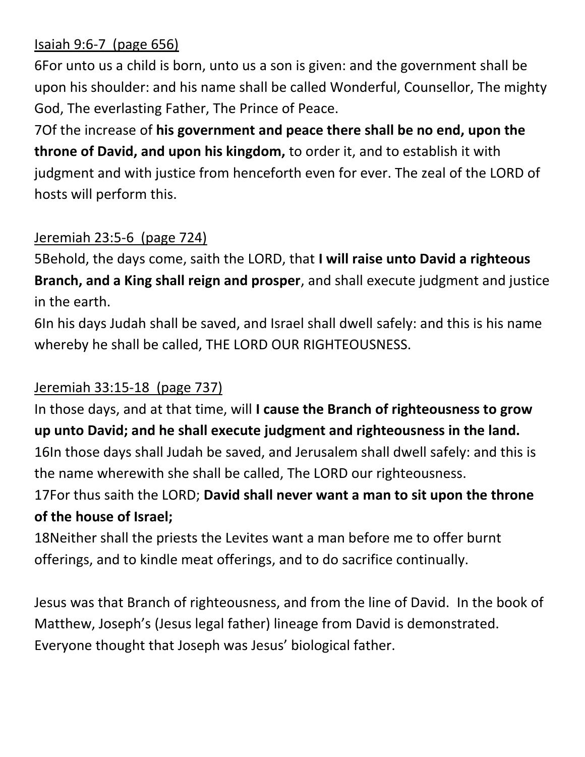Isaiah 9:6-7 (page 656)

6For unto us a child is born, unto us a son is given: and the government shall be upon his shoulder: and his name shall be called Wonderful, Counsellor, The mighty God, The everlasting Father, The Prince of Peace.

7Of the increase of **his government and peace there shall be no end, upon the throne of David, and upon his kingdom,** to order it, and to establish it with judgment and with justice from henceforth even for ever. The zeal of the LORD of hosts will perform this.

Jeremiah 23:5-6 (page 724)

5Behold, the days come, saith the LORD, that **I will raise unto David a righteous Branch, and a King shall reign and prosper**, and shall execute judgment and justice in the earth.

6In his days Judah shall be saved, and Israel shall dwell safely: and this is his name whereby he shall be called, THE LORD OUR RIGHTEOUSNESS.

Jeremiah 33:15-18 (page 737)

In those days, and at that time, will **I cause the Branch of righteousness to grow up unto David; and he shall execute judgment and righteousness in the land.**

16In those days shall Judah be saved, and Jerusalem shall dwell safely: and this is the name wherewith she shall be called, The LORD our righteousness.

17For thus saith the LORD; **David shall never want a man to sit upon the throne of the house of Israel;**

18Neither shall the priests the Levites want a man before me to offer burnt offerings, and to kindle meat offerings, and to do sacrifice continually.

Jesus was that Branch of righteousness, and from the line of David. In the book of Matthew, Joseph's (Jesus legal father) lineage from David is demonstrated. Everyone thought that Joseph was Jesus' biological father.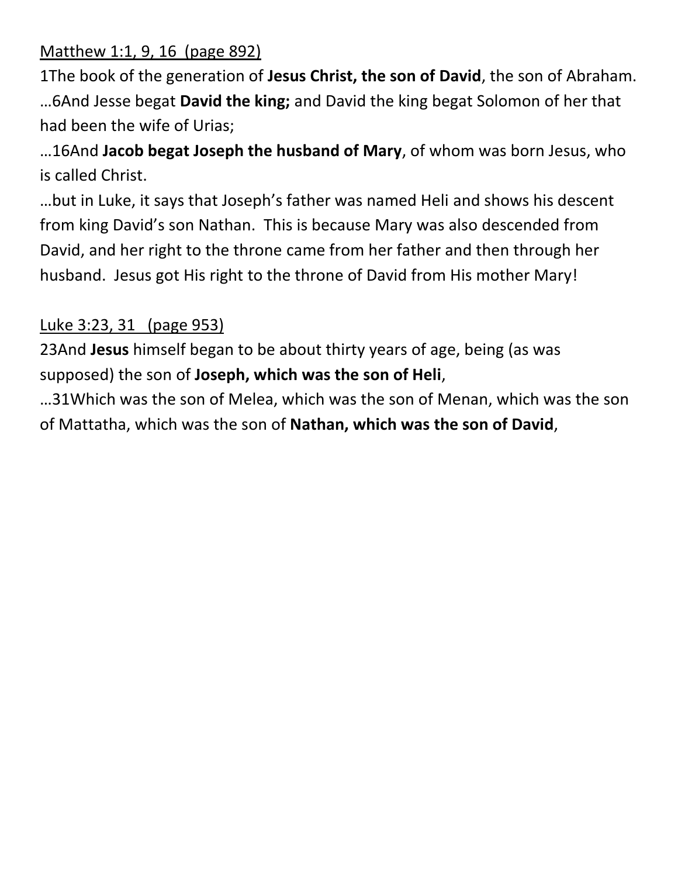<u>Matthew 1:1, 9, 16 (page 892)</u>

1The book of the generation of **Jesus Christ, the son of David**, the son of Abraham.

…6And Jesse begat **David the king;** and David the king begat Solomon of her that had been the wife of Urias;

…16And **Jacob begat Joseph the husband of Mary**, of whom was born Jesus, who is called Christ.

…but in Luke, it says that Joseph's father was named Heli and shows his descent from king David's son Nathan. This is because Mary was also descended from David, and her right to the throne came from her father and then through her husband. Jesus got His right to the throne of David from His mother Mary!

<u>Luke 3:23, 31 (page 953)</u>

23And **Jesus** himself began to be about thirty years of age, being (as was supposed) the son of **Joseph, which was the son of Heli**,

…31Which was the son of Melea, which was the son of Menan, which was the son of Mattatha, which was the son of **Nathan, which was the son of David**,